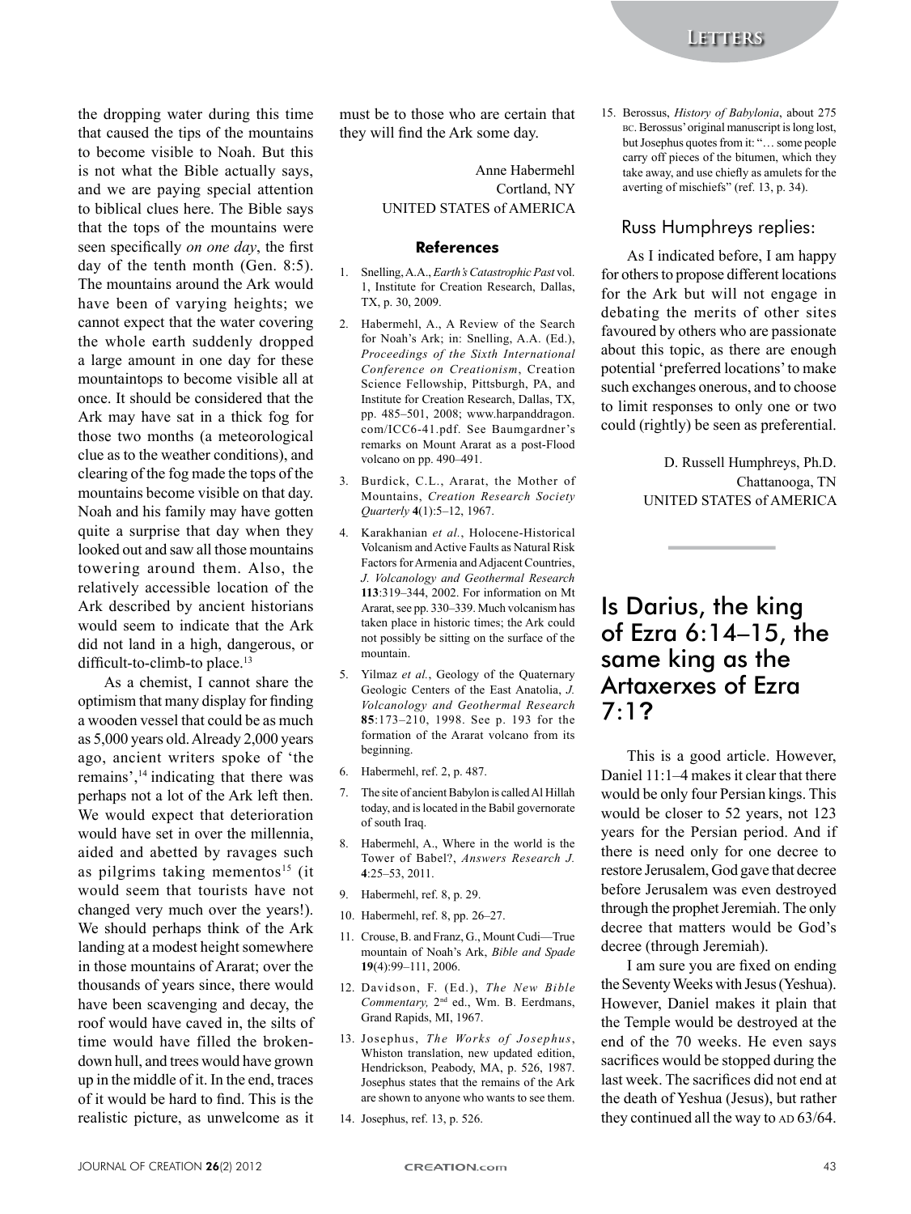the dropping water during this time that caused the tips of the mountains to become visible to Noah. But this is not what the Bible actually says, and we are paying special attention to biblical clues here. The Bible says that the tops of the mountains were seen specifically *on one day*, the first day of the tenth month (Gen. 8:5). The mountains around the Ark would have been of varying heights; we cannot expect that the water covering the whole earth suddenly dropped a large amount in one day for these mountaintops to become visible all at once. It should be considered that the Ark may have sat in a thick fog for those two months (a meteorological clue as to the weather conditions), and clearing of the fog made the tops of the mountains become visible on that day. Noah and his family may have gotten quite a surprise that day when they looked out and saw all those mountains towering around them. Also, the relatively accessible location of the Ark described by ancient historians would seem to indicate that the Ark did not land in a high, dangerous, or difficult-to-climb-to place.[13]

As a chemist, I cannot share the optimism that many display for finding a wooden vessel that could be as much as 5,000 years old. Already 2,000 years ago, ancient writers spoke of 'the remains',[14] indicating that there was perhaps not a lot of the Ark left then. We would expect that deterioration would have set in over the millennia, aided and abetted by ravages such as pilgrims taking mementos[15] (it would seem that tourists have not changed very much over the years!). We should perhaps think of the Ark landing at a modest height somewhere in those mountains of Ararat; over the thousands of years since, there would have been scavenging and decay, the roof would have caved in, the silts of time would have filled the broken-down hull, and trees would have grown up in the middle of it. In the end, traces of it would be hard to find. This is the realistic picture, as unwelcome as it must be to those who are certain that they will find the Ark some day.

Anne Habermehl
Cortland, NY
UNITED STATES of AMERICA

### References

1. Snelling, A.A., *Earth's Catastrophic Past* vol. 1, Institute for Creation Research, Dallas, TX, p. 30, 2009.
2. Habermehl, A., A Review of the Search for Noah's Ark; in: Snelling, A.A. (Ed.), *Proceedings of the Sixth International Conference on Creationism*, Creation Science Fellowship, Pittsburgh, PA, and Institute for Creation Research, Dallas, TX, pp. 485–501, 2008; www.harpanddragon.com/ICC6-41.pdf. See Baumgardner's remarks on Mount Ararat as a post-Flood volcano on pp. 490–491.
3. Burdick, C.L., Ararat, the Mother of Mountains, *Creation Research Society Quarterly* **4**(1):5–12, 1967.
4. Karakhanian *et al.*, Holocene-Historical Volcanism and Active Faults as Natural Risk Factors for Armenia and Adjacent Countries, *J. Volcanology and Geothermal Research* **113**:319–344, 2002. For information on Mt Ararat, see pp. 330–339. Much volcanism has taken place in historic times; the Ark could not possibly be sitting on the surface of the mountain.
5. Yilmaz *et al.*, Geology of the Quaternary Geologic Centers of the East Anatolia, *J. Volcanology and Geothermal Research* **85**:173–210, 1998. See p. 193 for the formation of the Ararat volcano from its beginning.
6. Habermehl, ref. 2, p. 487.
7. The site of ancient Babylon is called Al Hillah today, and is located in the Babil governorate of south Iraq.
8. Habermehl, A., Where in the world is the Tower of Babel?, *Answers Research J.* **4**:25–53, 2011.
9. Habermehl, ref. 8, p. 29.
10. Habermehl, ref. 8, pp. 26–27.
11. Crouse, B. and Franz, G., Mount Cudi—True mountain of Noah's Ark, *Bible and Spade* **19**(4):99–111, 2006.
12. Davidson, F. (Ed.), *The New Bible Commentary,* 2nd ed., Wm. B. Eerdmans, Grand Rapids, MI, 1967.
13. Josephus, *The Works of Josephus*, Whiston translation, new updated edition, Hendrickson, Peabody, MA, p. 526, 1987. Josephus states that the remains of the Ark are shown to anyone who wants to see them.
14. Josephus, ref. 13, p. 526.
15. Berossus, *History of Babylonia*, about 275 BC. Berossus' original manuscript is long lost, but Josephus quotes from it: "… some people carry off pieces of the bitumen, which they take away, and use chiefly as amulets for the averting of mischiefs" (ref. 13, p. 34).

## Russ Humphreys replies:

As I indicated before, I am happy for others to propose different locations for the Ark but will not engage in debating the merits of other sites favoured by others who are passionate about this topic, as there are enough potential 'preferred locations' to make such exchanges onerous, and to choose to limit responses to only one or two could (rightly) be seen as preferential.

D. Russell Humphreys, Ph.D.
Chattanooga, TN
UNITED STATES of AMERICA

# Is Darius, the king of Ezra 6:14–15, the same king as the Artaxerxes of Ezra 7:1?

This is a good article. However, Daniel 11:1–4 makes it clear that there would be only four Persian kings. This would be closer to 52 years, not 123 years for the Persian period. And if there is need only for one decree to restore Jerusalem, God gave that decree before Jerusalem was even destroyed through the prophet Jeremiah. The only decree that matters would be God's decree (through Jeremiah).

I am sure you are fixed on ending the Seventy Weeks with Jesus (Yeshua). However, Daniel makes it plain that the Temple would be destroyed at the end of the 70 weeks. He even says sacrifices would be stopped during the last week. The sacrifices did not end at the death of Yeshua (Jesus), but rather they continued all the way to AD 63/64.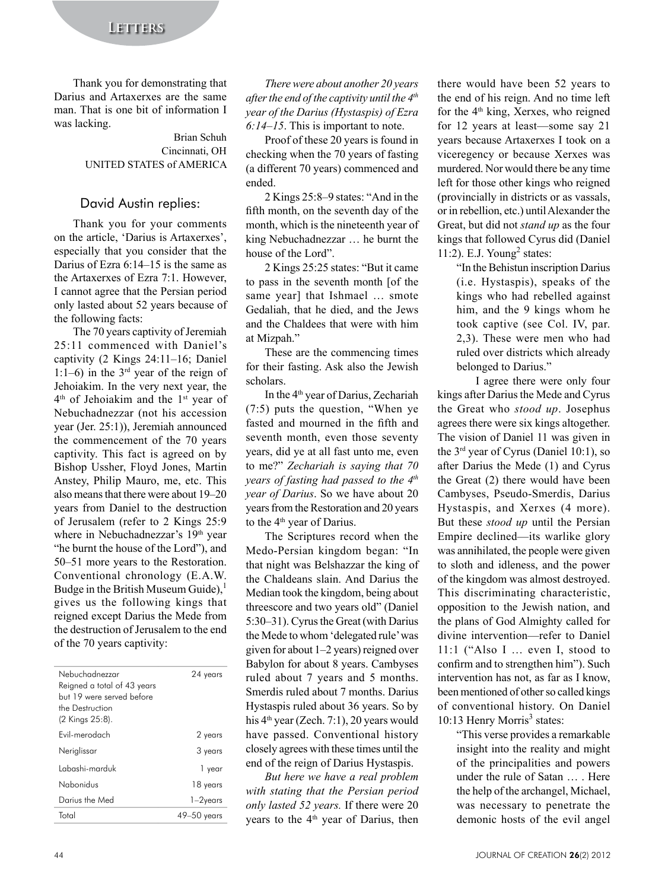Thank you for demonstrating that Darius and Artaxerxes are the same man. That is one bit of information I was lacking.

Brian Schuh
Cincinnati, OH
UNITED STATES of AMERICA

## David Austin replies:

Thank you for your comments on the article, 'Darius is Artaxerxes', especially that you consider that the Darius of Ezra 6:14–15 is the same as the Artaxerxes of Ezra 7:1. However, I cannot agree that the Persian period only lasted about 52 years because of the following facts:

The 70 years captivity of Jeremiah 25:11 commenced with Daniel's captivity (2 Kings 24:11–16; Daniel 1:1–6) in the 3rd year of the reign of Jehoiakim. In the very next year, the 4th of Jehoiakim and the 1st year of Nebuchadnezzar (not his accession year (Jer. 25:1)), Jeremiah announced the commencement of the 70 years captivity. This fact is agreed on by Bishop Ussher, Floyd Jones, Martin Anstey, Philip Mauro, me, etc. This also means that there were about 19–20 years from Daniel to the destruction of Jerusalem (refer to 2 Kings 25:9 where in Nebuchadnezzar's 19th year "he burnt the house of the Lord"), and 50–51 more years to the Restoration. Conventional chronology (E.A.W. Budge in the British Museum Guide),[1] gives us the following kings that reigned except Darius the Mede from the destruction of Jerusalem to the end of the 70 years captivity:

| | |
|---|---|
| Nebuchadnezzar<br>Reigned a total of 43 years but 19 were served before the Destruction (2 Kings 25:8). | 24 years |
| Evil-merodach | 2 years |
| Neriglissar | 3 years |
| Labashi-marduk | 1 year |
| Nabonidus | 18 years |
| Darius the Med | 1–2years |
| Total | 49–50 years |

*There were about another 20 years after the end of the captivity until the 4th year of the Darius (Hystaspis) of Ezra 6:14–15*. This is important to note.

Proof of these 20 years is found in checking when the 70 years of fasting (a different 70 years) commenced and ended.

2 Kings 25:8–9 states: "And in the fifth month, on the seventh day of the month, which is the nineteenth year of king Nebuchadnezzar … he burnt the house of the Lord".

2 Kings 25:25 states: "But it came to pass in the seventh month [of the same year] that Ishmael … smote Gedaliah, that he died, and the Jews and the Chaldees that were with him at Mizpah."

These are the commencing times for their fasting. Ask also the Jewish scholars.

In the 4th year of Darius, Zechariah (7:5) puts the question, "When ye fasted and mourned in the fifth and seventh month, even those seventy years, did ye at all fast unto me, even to me?" *Zechariah is saying that 70 years of fasting had passed to the 4th year of Darius*. So we have about 20 years from the Restoration and 20 years to the 4th year of Darius.

The Scriptures record when the Medo-Persian kingdom began: "In that night was Belshazzar the king of the Chaldeans slain. And Darius the Median took the kingdom, being about threescore and two years old" (Daniel 5:30–31). Cyrus the Great (with Darius the Mede to whom 'delegated rule' was given for about 1–2 years) reigned over Babylon for about 8 years. Cambyses ruled about 7 years and 5 months. Smerdis ruled about 7 months. Darius Hystaspis ruled about 36 years. So by his 4th year (Zech. 7:1), 20 years would have passed. Conventional history closely agrees with these times until the end of the reign of Darius Hystaspis.

*But here we have a real problem with stating that the Persian period only lasted 52 years.* If there were 20 years to the 4th year of Darius, then there would have been 52 years to the end of his reign. And no time left for the 4th king, Xerxes, who reigned for 12 years at least—some say 21 years because Artaxerxes I took on a viceregency or because Xerxes was murdered. Nor would there be any time left for those other kings who reigned (provincially in districts or as vassals, or in rebellion, etc.) until Alexander the Great, but did not *stand up* as the four kings that followed Cyrus did (Daniel 11:2). E.J. Young[2] states:

> "In the Behistun inscription Darius (i.e. Hystaspis), speaks of the kings who had rebelled against him, and the 9 kings whom he took captive (see Col. IV, par. 2,3). These were men who had ruled over districts which already belonged to Darius."

I agree there were only four kings after Darius the Mede and Cyrus the Great who *stood up*. Josephus agrees there were six kings altogether. The vision of Daniel 11 was given in the 3rd year of Cyrus (Daniel 10:1), so after Darius the Mede (1) and Cyrus the Great (2) there would have been Cambyses, Pseudo-Smerdis, Darius Hystaspis, and Xerxes (4 more). But these *stood up* until the Persian Empire declined—its warlike glory was annihilated, the people were given to sloth and idleness, and the power of the kingdom was almost destroyed. This discriminating characteristic, opposition to the Jewish nation, and the plans of God Almighty called for divine intervention—refer to Daniel 11:1 ("Also I … even I, stood to confirm and to strengthen him"). Such intervention has not, as far as I know, been mentioned of other so called kings of conventional history. On Daniel 10:13 Henry Morris[3] states:

> "This verse provides a remarkable insight into the reality and might of the principalities and powers under the rule of Satan … . Here the help of the archangel, Michael, was necessary to penetrate the demonic hosts of the evil angel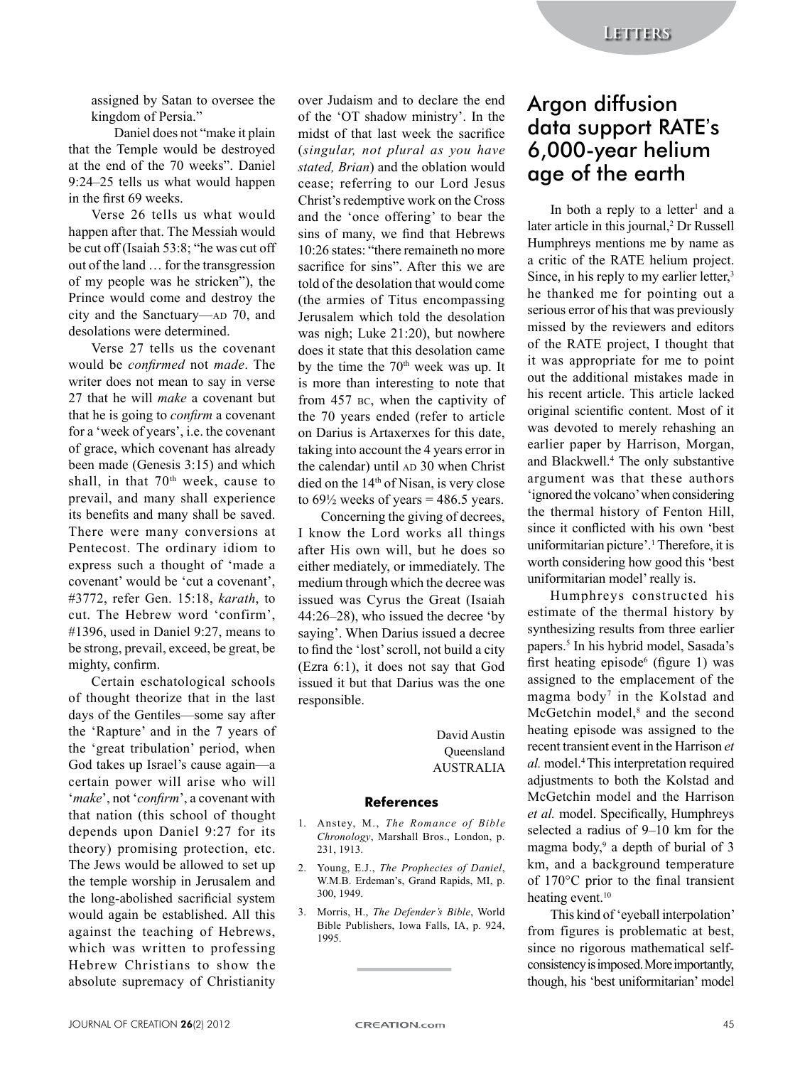assigned by Satan to oversee the kingdom of Persia."

Daniel does not "make it plain that the Temple would be destroyed at the end of the 70 weeks". Daniel 9:24–25 tells us what would happen in the first 69 weeks.

Verse 26 tells us what would happen after that. The Messiah would be cut off (Isaiah 53:8; "he was cut off out of the land … for the transgression of my people was he stricken"), the Prince would come and destroy the city and the Sanctuary—AD 70, and desolations were determined.

Verse 27 tells us the covenant would be *confirmed* not *made*. The writer does not mean to say in verse 27 that he will *make* a covenant but that he is going to *confirm* a covenant for a 'week of years', i.e. the covenant of grace, which covenant has already been made (Genesis 3:15) and which shall, in that 70th week, cause to prevail, and many shall experience its benefits and many shall be saved. There were many conversions at Pentecost. The ordinary idiom to express such a thought of 'made a covenant' would be 'cut a covenant', #3772, refer Gen. 15:18, *karath*, to cut. The Hebrew word 'confirm', #1396, used in Daniel 9:27, means to be strong, prevail, exceed, be great, be mighty, confirm.

Certain eschatological schools of thought theorize that in the last days of the Gentiles—some say after the 'Rapture' and in the 7 years of the 'great tribulation' period, when God takes up Israel's cause again—a certain power will arise who will '*make*', not '*confirm*', a covenant with that nation (this school of thought depends upon Daniel 9:27 for its theory) promising protection, etc. The Jews would be allowed to set up the temple worship in Jerusalem and the long-abolished sacrificial system would again be established. All this against the teaching of Hebrews, which was written to professing Hebrew Christians to show the absolute supremacy of Christianity over Judaism and to declare the end of the 'OT shadow ministry'. In the midst of that last week the sacrifice (*singular, not plural as you have stated, Brian*) and the oblation would cease; referring to our Lord Jesus Christ's redemptive work on the Cross and the 'once offering' to bear the sins of many, we find that Hebrews 10:26 states: "there remaineth no more sacrifice for sins". After this we are told of the desolation that would come (the armies of Titus encompassing Jerusalem which told the desolation was nigh; Luke 21:20), but nowhere does it state that this desolation came by the time the 70th week was up. It is more than interesting to note that from 457 BC, when the captivity of the 70 years ended (refer to article on Darius is Artaxerxes for this date, taking into account the 4 years error in the calendar) until AD 30 when Christ died on the 14th of Nisan, is very close to 69½ weeks of years = 486.5 years.

Concerning the giving of decrees, I know the Lord works all things after His own will, but he does so either mediately, or immediately. The medium through which the decree was issued was Cyrus the Great (Isaiah 44:26–28), who issued the decree 'by saying'. When Darius issued a decree to find the 'lost' scroll, not build a city (Ezra 6:1), it does not say that God issued it but that Darius was the one responsible.

David Austin
Queensland
AUSTRALIA

### References

1. Anstey, M., *The Romance of Bible Chronology*, Marshall Bros., London, p. 231, 1913.
2. Young, E.J., *The Prophecies of Daniel*, W.M.B. Erdeman's, Grand Rapids, MI, p. 300, 1949.
3. Morris, H., *The Defender's Bible*, World Bible Publishers, Iowa Falls, IA, p. 924, 1995.

# Argon diffusion data support RATE's 6,000-year helium age of the earth

In both a reply to a letter[1] and a later article in this journal,[2] Dr Russell Humphreys mentions me by name as a critic of the RATE helium project. Since, in his reply to my earlier letter,[3] he thanked me for pointing out a serious error of his that was previously missed by the reviewers and editors of the RATE project, I thought that it was appropriate for me to point out the additional mistakes made in his recent article. This article lacked original scientific content. Most of it was devoted to merely rehashing an earlier paper by Harrison, Morgan, and Blackwell.[4] The only substantive argument was that these authors 'ignored the volcano' when considering the thermal history of Fenton Hill, since it conflicted with his own 'best uniformitarian picture'.[1] Therefore, it is worth considering how good this 'best uniformitarian model' really is.

Humphreys constructed his estimate of the thermal history by synthesizing results from three earlier papers.[5] In his hybrid model, Sasada's first heating episode[6] (figure 1) was assigned to the emplacement of the magma body[7] in the Kolstad and McGetchin model,[8] and the second heating episode was assigned to the recent transient event in the Harrison *et al.* model.[4] This interpretation required adjustments to both the Kolstad and McGetchin model and the Harrison *et al.* model. Specifically, Humphreys selected a radius of 9–10 km for the magma body,[9] a depth of burial of 3 km, and a background temperature of 170°C prior to the final transient heating event.[10]

This kind of 'eyeball interpolation' from figures is problematic at best, since no rigorous mathematical self-consistency is imposed. More importantly, though, his 'best uniformitarian' model